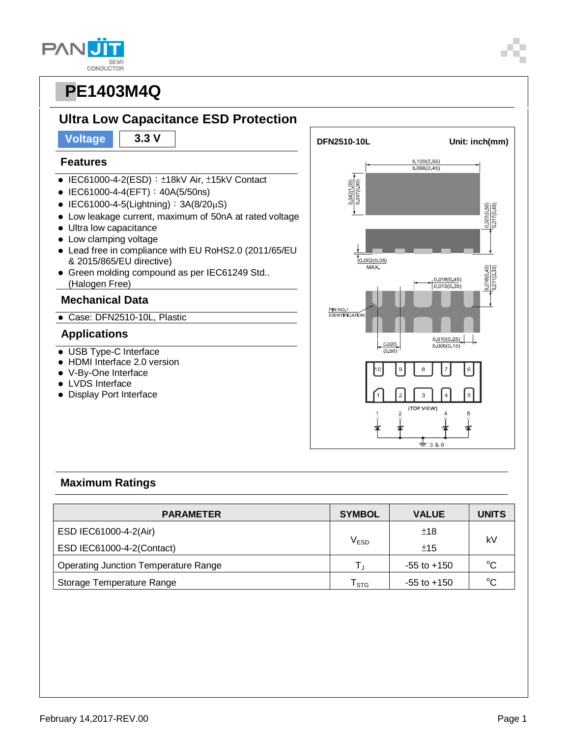# PE1403M4Q

## Ultra Low Capacitance ESD Protection

**Voltage** | **3.3 V**

### Features

- IEC61000-4-2(ESD)：±18kV Air, ±15kV Contact
- IEC61000-4-4(EFT)：40A(5/50ns)
- IEC61000-4-5(Lightning)：3A(8/20μS)
- Low leakage current, maximum of 50nA at rated voltage
- Ultra low capacitance
- Low clamping voltage
- Lead free in compliance with EU RoHS2.0 (2011/65/EU & 2015/865/EU directive)
- Green molding compound as per IEC61249 Std.. (Halogen Free)

### Mechanical Data

- Case: DFN2510-10L, Plastic

### Applications

- USB Type-C Interface
- HDMI Interface 2.0 version
- V-By-One Interface
- LVDS Interface
- Display Port Interface

**DFN2510-10L** **Unit: inch(mm)**

0.100(2.55)
0.096(2.45)
0.042(1.05)
0.037(0.95)
0.022(0.55)
0.017(0.45)
0.002(0.05) MAX.
0.018(0.45)
0.013(0.35)
0.016(0.40)
0.011(0.30)
PIN NO.1 IDENTIFICATION
0.020 (0.50)
0.010(0.25)
0.006(0.15)
(TOP VIEW)
3 & 8

### Maximum Ratings

| PARAMETER | SYMBOL | VALUE | UNITS |
|---|---|---|---|
| ESD IEC61000-4-2(Air) | $V_{ESD}$ | ±18 | kV |
| ESD IEC61000-4-2(Contact) | | ±15 | |
| Operating Junction Temperature Range | $T_J$ | -55 to +150 | $^oC$ |
| Storage Temperature Range | $T_{STG}$ | -55 to +150 | $^oC$ |

February 14,2017-REV.00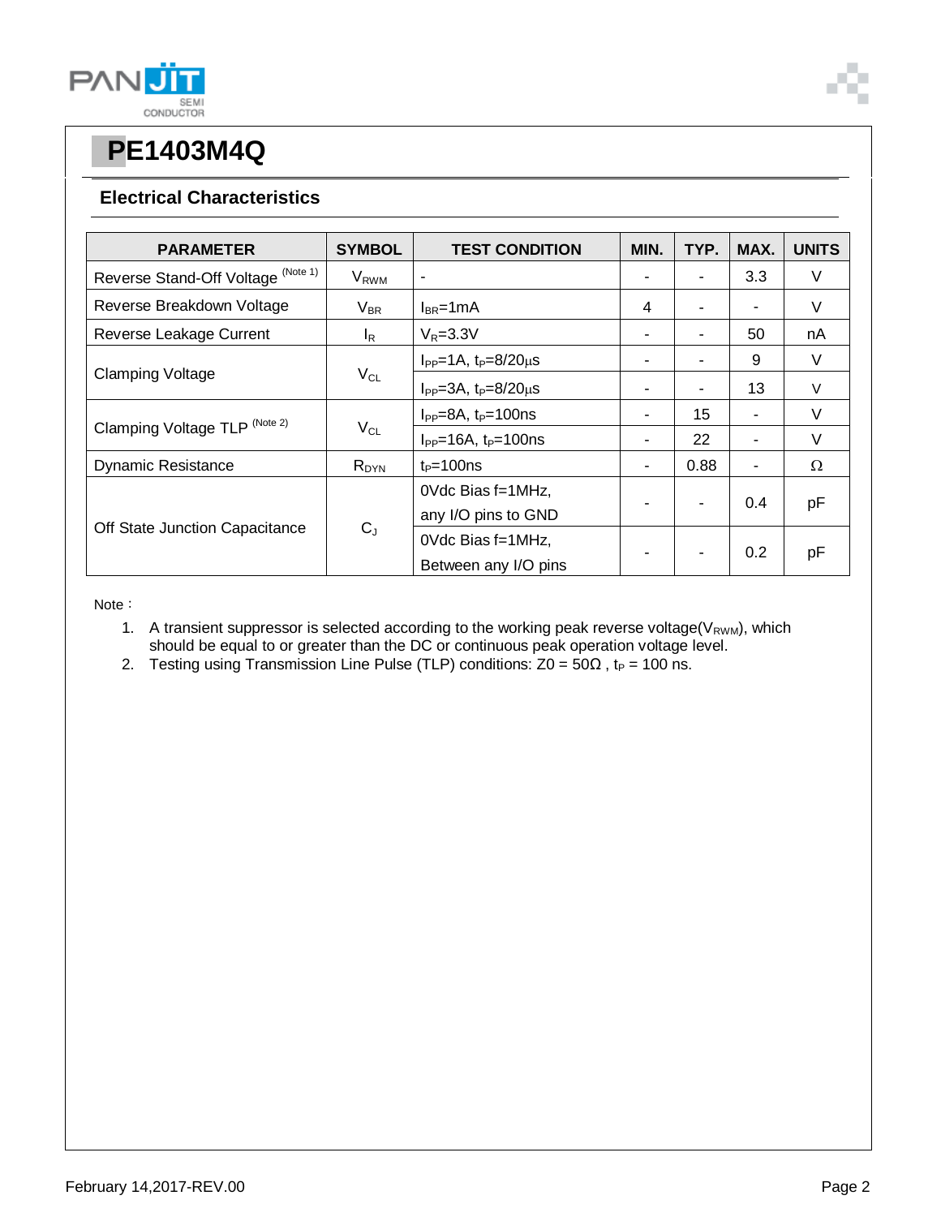# PE1403M4Q

## Electrical Characteristics

| PARAMETER | SYMBOL | TEST CONDITION | MIN. | TYP. | MAX. | UNITS |
|---|---|---|---|---|---|---|
| Reverse Stand-Off Voltage (Note 1) | $V_{RWM}$ | - | - | - | 3.3 | V |
| Reverse Breakdown Voltage | $V_{BR}$ | $I_{BR}$=1mA | 4 | - | - | V |
| Reverse Leakage Current | $I_R$ | $V_R$=3.3V | - | - | 50 | nA |
| Clamping Voltage | $V_{CL}$ | $I_{PP}$=1A, $t_P$=8/20μs | - | - | 9 | V |
| | | $I_{PP}$=3A, $t_P$=8/20μs | - | - | 13 | V |
| Clamping Voltage TLP (Note 2) | $V_{CL}$ | $I_{PP}$=8A, $t_P$=100ns | - | 15 | - | V |
| | | $I_{PP}$=16A, $t_P$=100ns | - | 22 | - | V |
| Dynamic Resistance | $R_{DYN}$ | $t_P$=100ns | - | 0.88 | - | Ω |
| Off State Junction Capacitance | $C_J$ | 0Vdc Bias f=1MHz, any I/O pins to GND | - | - | 0.4 | pF |
| | | 0Vdc Bias f=1MHz, Between any I/O pins | - | - | 0.2 | pF |

Note：

1. A transient suppressor is selected according to the working peak reverse voltage($V_{RWM}$), which should be equal to or greater than the DC or continuous peak operation voltage level.
2. Testing using Transmission Line Pulse (TLP) conditions: Z0 = 50Ω , $t_P$ = 100 ns.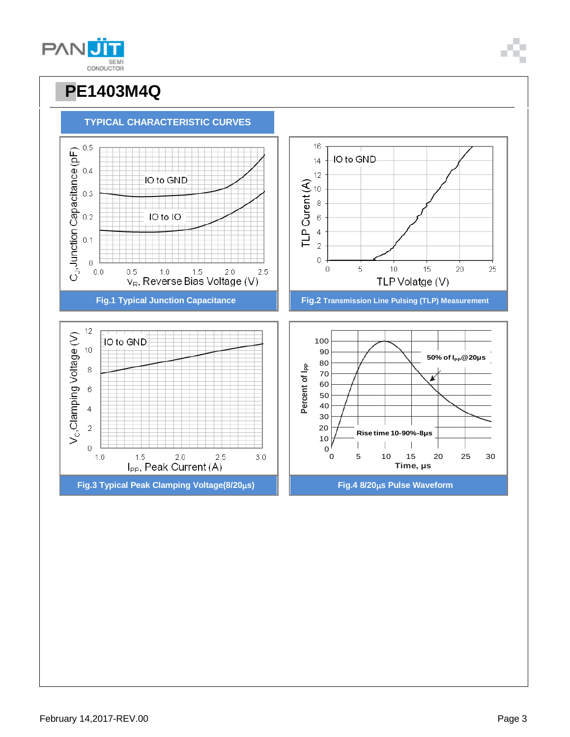# PE1403M4Q

## TYPICAL CHARACTERISTIC CURVES

**Fig.1 Typical Junction Capacitance**

**Fig.2 Transmission Line Pulsing (TLP) Measurement**

**Fig.3 Typical Peak Clamping Voltage(8/20μs)**

**Fig.4 8/20μs Pulse Waveform**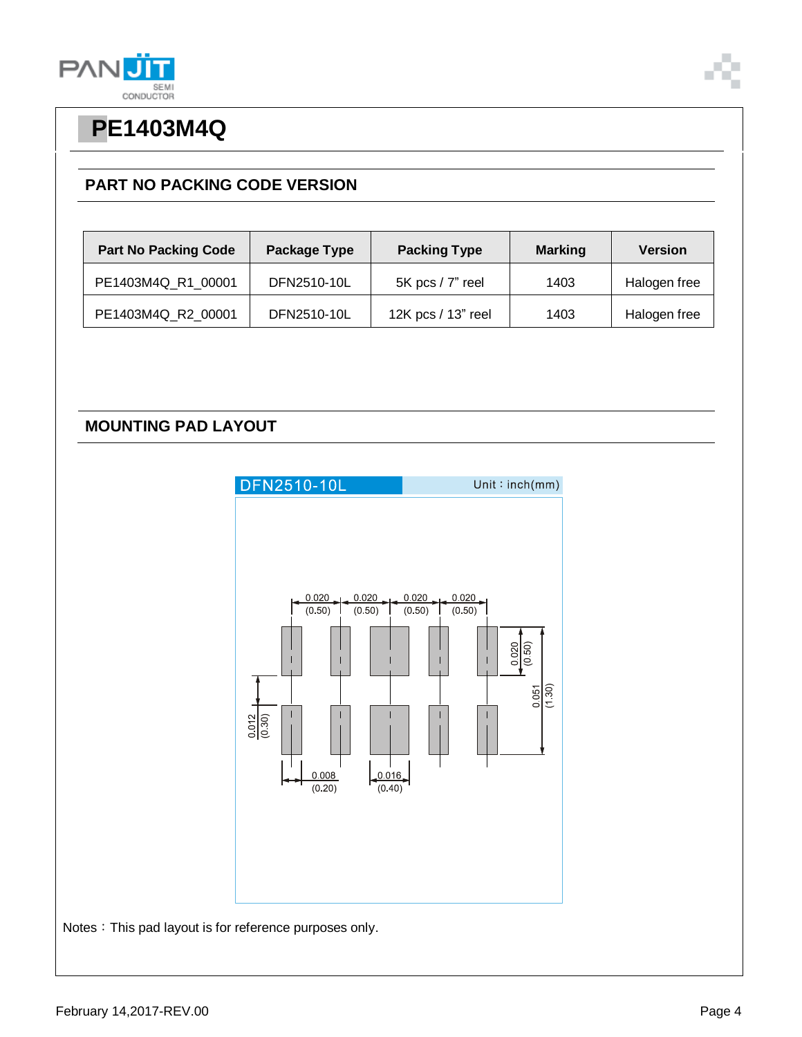# PE1403M4Q

## PART NO PACKING CODE VERSION

| Part No Packing Code | Package Type | Packing Type | Marking | Version |
|---|---|---|---|---|
| PE1403M4Q_R1_00001 | DFN2510-10L | 5K pcs / 7" reel | 1403 | Halogen free |
| PE1403M4Q_R2_00001 | DFN2510-10L | 12K pcs / 13" reel | 1403 | Halogen free |

## MOUNTING PAD LAYOUT

DFN2510-10L    Unit：inch(mm)

Notes：This pad layout is for reference purposes only.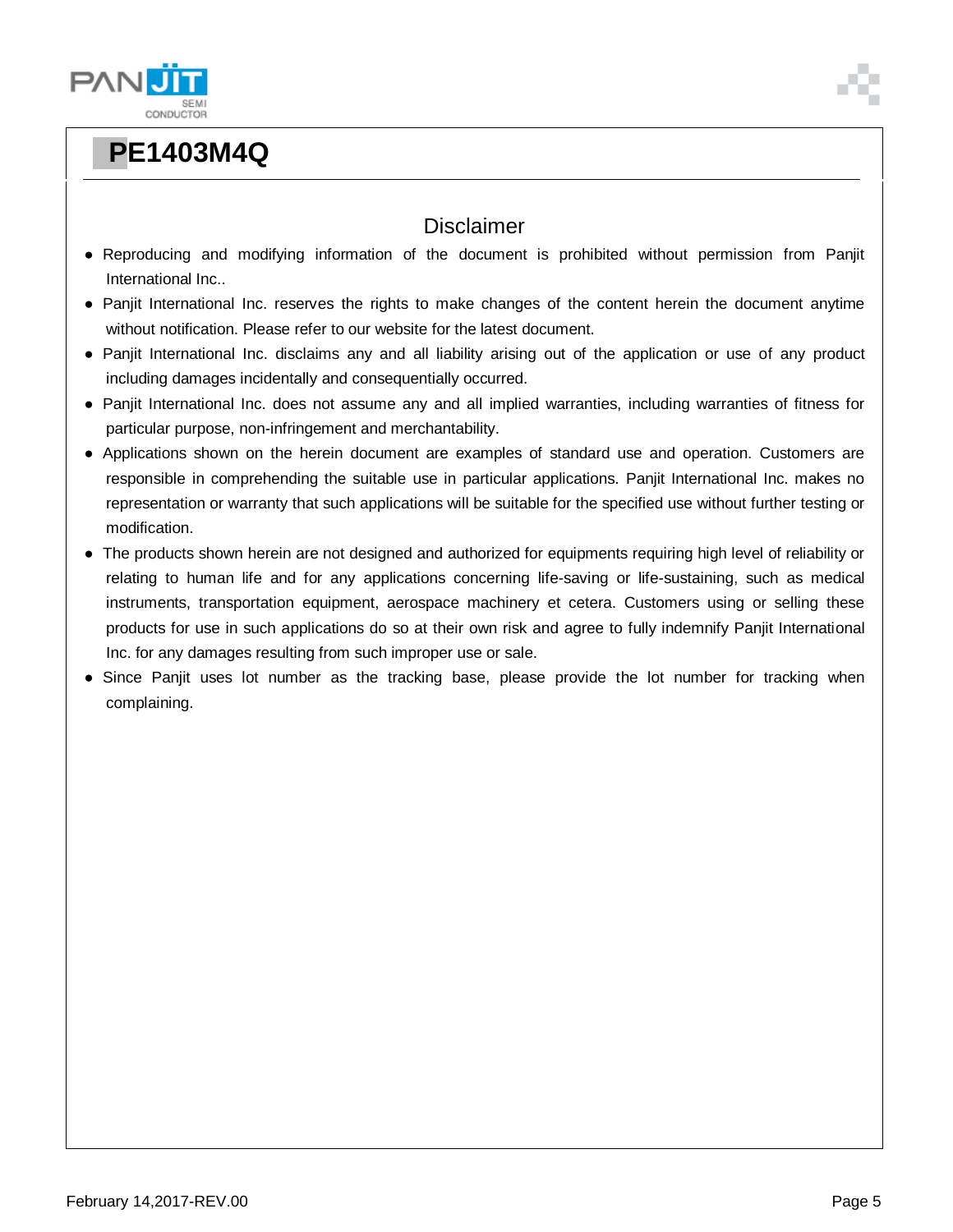# PE1403M4Q

## Disclaimer

- Reproducing and modifying information of the document is prohibited without permission from Panjit International Inc..
- Panjit International Inc. reserves the rights to make changes of the content herein the document anytime without notification. Please refer to our website for the latest document.
- Panjit International Inc. disclaims any and all liability arising out of the application or use of any product including damages incidentally and consequentially occurred.
- Panjit International Inc. does not assume any and all implied warranties, including warranties of fitness for particular purpose, non-infringement and merchantability.
- Applications shown on the herein document are examples of standard use and operation. Customers are responsible in comprehending the suitable use in particular applications. Panjit International Inc. makes no representation or warranty that such applications will be suitable for the specified use without further testing or modification.
- The products shown herein are not designed and authorized for equipments requiring high level of reliability or relating to human life and for any applications concerning life-saving or life-sustaining, such as medical instruments, transportation equipment, aerospace machinery et cetera. Customers using or selling these products for use in such applications do so at their own risk and agree to fully indemnify Panjit International Inc. for any damages resulting from such improper use or sale.
- Since Panjit uses lot number as the tracking base, please provide the lot number for tracking when complaining.

February 14,2017-REV.00